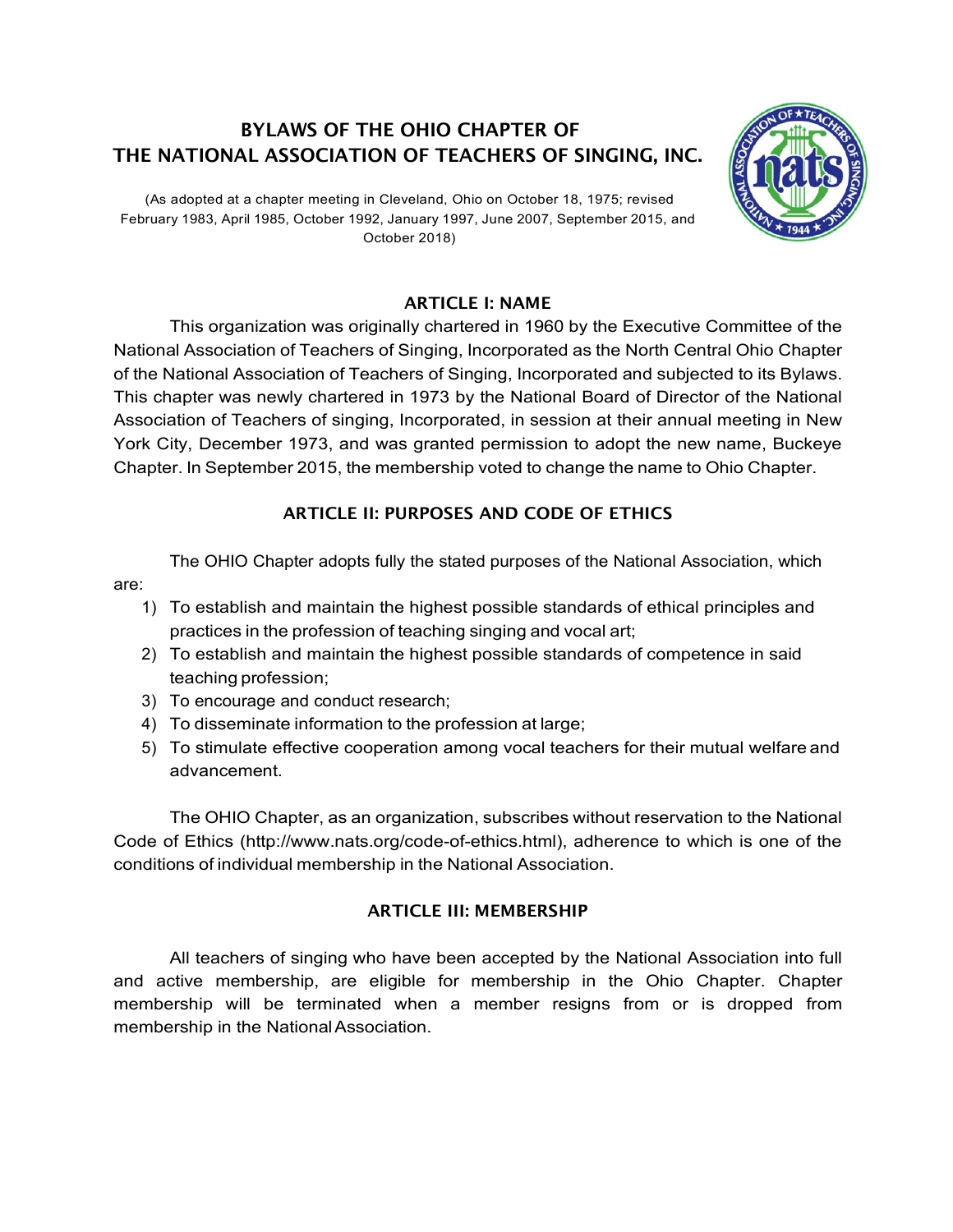# BYLAWS OF THE OHIO CHAPTER OF THE NATIONAL ASSOCIATION OF TEACHERS OF SINGING, INC.

(As adopted at a chapter meeting in Cleveland, Ohio on October 18, 1975; revised February 1983, April 1985, October 1992, January 1997, June 2007, September 2015, and October 2018)

## ARTICLE I: NAME

This organization was originally chartered in 1960 by the Executive Committee of the National Association of Teachers of Singing, Incorporated as the North Central Ohio Chapter of the National Association of Teachers of Singing, Incorporated and subjected to its Bylaws. This chapter was newly chartered in 1973 by the National Board of Director of the National Association of Teachers of singing, Incorporated, in session at their annual meeting in New York City, December 1973, and was granted permission to adopt the new name, Buckeye Chapter. In September 2015, the membership voted to change the name to Ohio Chapter.

## ARTICLE II: PURPOSES AND CODE OF ETHICS

The OHIO Chapter adopts fully the stated purposes of the National Association, which are:

1) To establish and maintain the highest possible standards of ethical principles and practices in the profession of teaching singing and vocal art;
2) To establish and maintain the highest possible standards of competence in said teaching profession;
3) To encourage and conduct research;
4) To disseminate information to the profession at large;
5) To stimulate effective cooperation among vocal teachers for their mutual welfare and advancement.

The OHIO Chapter, as an organization, subscribes without reservation to the National Code of Ethics (http://www.nats.org/code-of-ethics.html), adherence to which is one of the conditions of individual membership in the National Association.

## ARTICLE III: MEMBERSHIP

All teachers of singing who have been accepted by the National Association into full and active membership, are eligible for membership in the Ohio Chapter. Chapter membership will be terminated when a member resigns from or is dropped from membership in the National Association.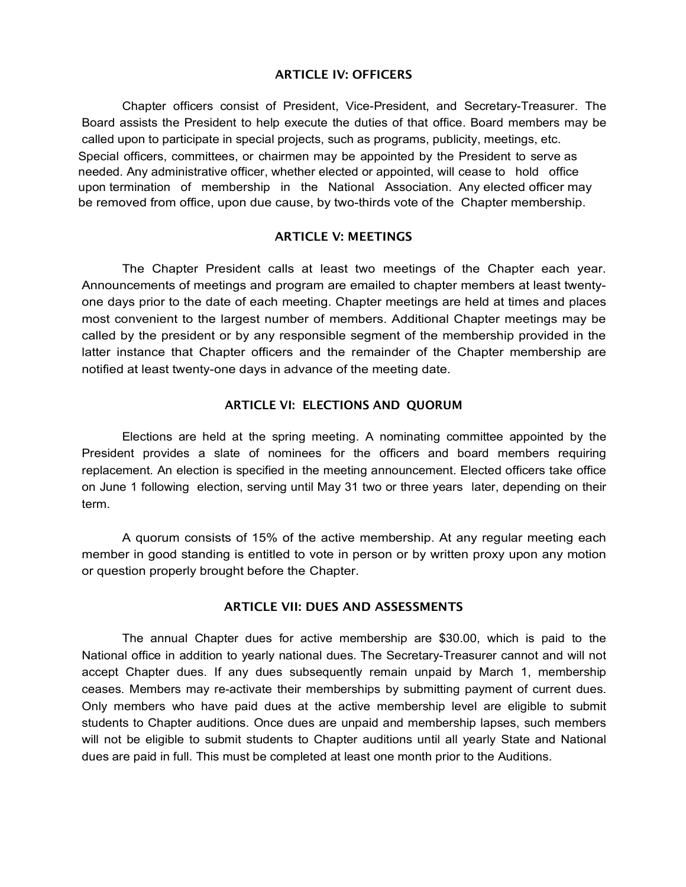## ARTICLE IV: OFFICERS

Chapter officers consist of President, Vice-President, and Secretary-Treasurer. The Board assists the President to help execute the duties of that office. Board members may be called upon to participate in special projects, such as programs, publicity, meetings, etc. Special officers, committees, or chairmen may be appointed by the President to serve as needed. Any administrative officer, whether elected or appointed, will cease to hold office upon termination of membership in the National Association. Any elected officer may be removed from office, upon due cause, by two-thirds vote of the Chapter membership.

## ARTICLE V: MEETINGS

The Chapter President calls at least two meetings of the Chapter each year. Announcements of meetings and program are emailed to chapter members at least twenty-one days prior to the date of each meeting. Chapter meetings are held at times and places most convenient to the largest number of members. Additional Chapter meetings may be called by the president or by any responsible segment of the membership provided in the latter instance that Chapter officers and the remainder of the Chapter membership are notified at least twenty-one days in advance of the meeting date.

## ARTICLE VI: ELECTIONS AND QUORUM

Elections are held at the spring meeting. A nominating committee appointed by the President provides a slate of nominees for the officers and board members requiring replacement. An election is specified in the meeting announcement. Elected officers take office on June 1 following election, serving until May 31 two or three years later, depending on their term.

A quorum consists of 15% of the active membership. At any regular meeting each member in good standing is entitled to vote in person or by written proxy upon any motion or question properly brought before the Chapter.

## ARTICLE VII: DUES AND ASSESSMENTS

The annual Chapter dues for active membership are $30.00, which is paid to the National office in addition to yearly national dues. The Secretary-Treasurer cannot and will not accept Chapter dues. If any dues subsequently remain unpaid by March 1, membership ceases. Members may re-activate their memberships by submitting payment of current dues. Only members who have paid dues at the active membership level are eligible to submit students to Chapter auditions. Once dues are unpaid and membership lapses, such members will not be eligible to submit students to Chapter auditions until all yearly State and National dues are paid in full. This must be completed at least one month prior to the Auditions.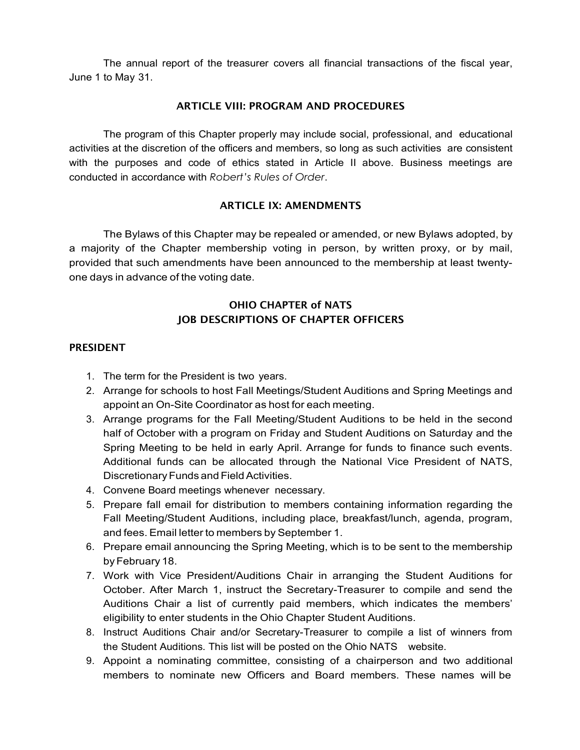The annual report of the treasurer covers all financial transactions of the fiscal year, June 1 to May 31.

## ARTICLE VIII: PROGRAM AND PROCEDURES

The program of this Chapter properly may include social, professional, and educational activities at the discretion of the officers and members, so long as such activities are consistent with the purposes and code of ethics stated in Article II above. Business meetings are conducted in accordance with *Robert's Rules of Order*.

## ARTICLE IX: AMENDMENTS

The Bylaws of this Chapter may be repealed or amended, or new Bylaws adopted, by a majority of the Chapter membership voting in person, by written proxy, or by mail, provided that such amendments have been announced to the membership at least twenty-one days in advance of the voting date.

## OHIO CHAPTER of NATS
## JOB DESCRIPTIONS OF CHAPTER OFFICERS

### PRESIDENT

1. The term for the President is two years.
2. Arrange for schools to host Fall Meetings/Student Auditions and Spring Meetings and appoint an On-Site Coordinator as host for each meeting.
3. Arrange programs for the Fall Meeting/Student Auditions to be held in the second half of October with a program on Friday and Student Auditions on Saturday and the Spring Meeting to be held in early April. Arrange for funds to finance such events. Additional funds can be allocated through the National Vice President of NATS, Discretionary Funds and Field Activities.
4. Convene Board meetings whenever necessary.
5. Prepare fall email for distribution to members containing information regarding the Fall Meeting/Student Auditions, including place, breakfast/lunch, agenda, program, and fees. Email letter to members by September 1.
6. Prepare email announcing the Spring Meeting, which is to be sent to the membership by February 18.
7. Work with Vice President/Auditions Chair in arranging the Student Auditions for October. After March 1, instruct the Secretary-Treasurer to compile and send the Auditions Chair a list of currently paid members, which indicates the members' eligibility to enter students in the Ohio Chapter Student Auditions.
8. Instruct Auditions Chair and/or Secretary-Treasurer to compile a list of winners from the Student Auditions. This list will be posted on the Ohio NATS website.
9. Appoint a nominating committee, consisting of a chairperson and two additional members to nominate new Officers and Board members. These names will be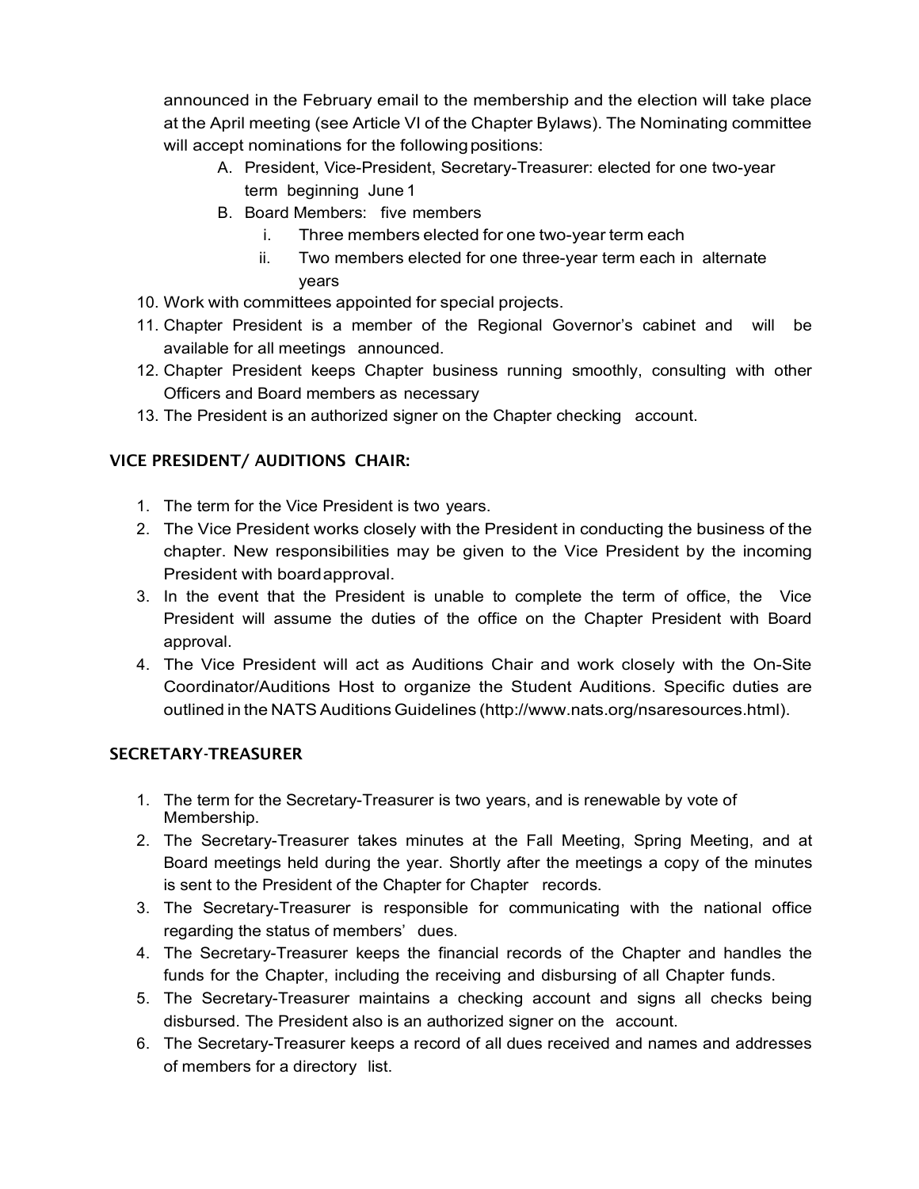announced in the February email to the membership and the election will take place at the April meeting (see Article VI of the Chapter Bylaws). The Nominating committee will accept nominations for the following positions:

   A. President, Vice-President, Secretary-Treasurer: elected for one two-year term beginning June 1
   B. Board Members: five members
      i. Three members elected for one two-year term each
      ii. Two members elected for one three-year term each in alternate years

10. Work with committees appointed for special projects.
11. Chapter President is a member of the Regional Governor's cabinet and will be available for all meetings announced.
12. Chapter President keeps Chapter business running smoothly, consulting with other Officers and Board members as necessary
13. The President is an authorized signer on the Chapter checking account.

## VICE PRESIDENT/ AUDITIONS CHAIR:

1. The term for the Vice President is two years.
2. The Vice President works closely with the President in conducting the business of the chapter. New responsibilities may be given to the Vice President by the incoming President with board approval.
3. In the event that the President is unable to complete the term of office, the Vice President will assume the duties of the office on the Chapter President with Board approval.
4. The Vice President will act as Auditions Chair and work closely with the On-Site Coordinator/Auditions Host to organize the Student Auditions. Specific duties are outlined in the NATS Auditions Guidelines (http://www.nats.org/nsaresources.html).

## SECRETARY-TREASURER

1. The term for the Secretary-Treasurer is two years, and is renewable by vote of Membership.
2. The Secretary-Treasurer takes minutes at the Fall Meeting, Spring Meeting, and at Board meetings held during the year. Shortly after the meetings a copy of the minutes is sent to the President of the Chapter for Chapter records.
3. The Secretary-Treasurer is responsible for communicating with the national office regarding the status of members' dues.
4. The Secretary-Treasurer keeps the financial records of the Chapter and handles the funds for the Chapter, including the receiving and disbursing of all Chapter funds.
5. The Secretary-Treasurer maintains a checking account and signs all checks being disbursed. The President also is an authorized signer on the account.
6. The Secretary-Treasurer keeps a record of all dues received and names and addresses of members for a directory list.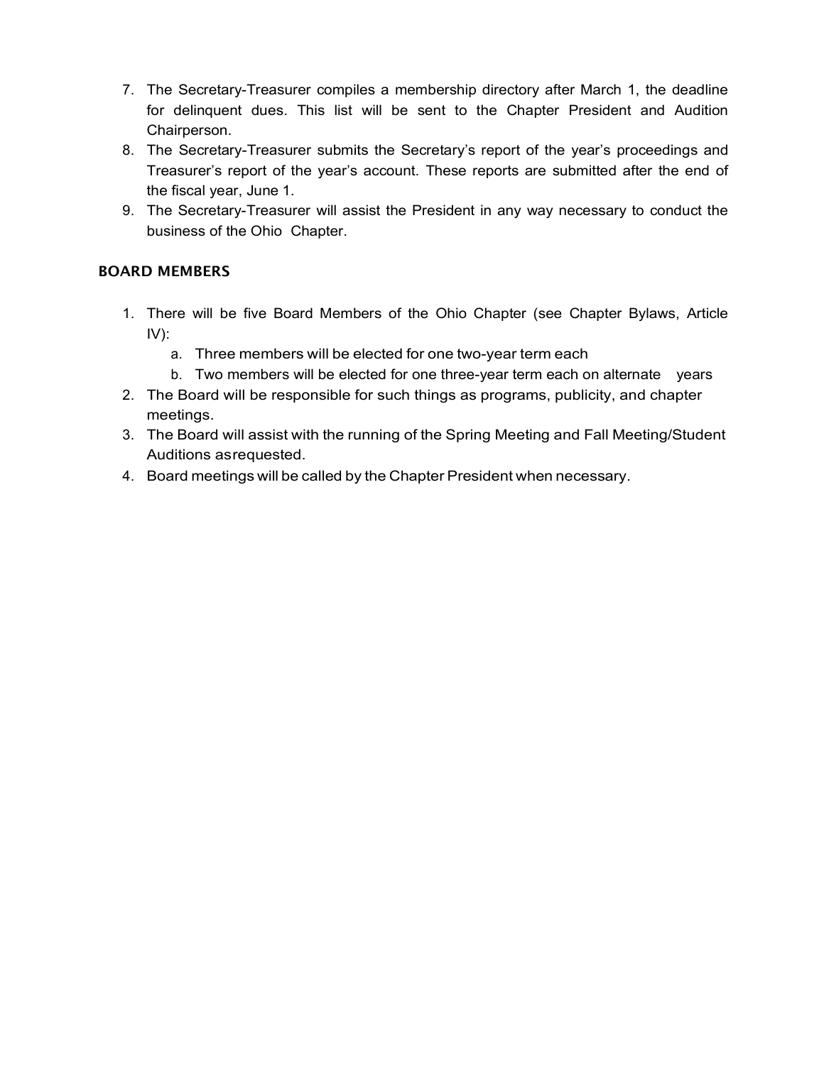7. The Secretary-Treasurer compiles a membership directory after March 1, the deadline for delinquent dues. This list will be sent to the Chapter President and Audition Chairperson.
8. The Secretary-Treasurer submits the Secretary's report of the year's proceedings and Treasurer's report of the year's account. These reports are submitted after the end of the fiscal year, June 1.
9. The Secretary-Treasurer will assist the President in any way necessary to conduct the business of the Ohio Chapter.

### BOARD MEMBERS

1. There will be five Board Members of the Ohio Chapter (see Chapter Bylaws, Article IV):
   a. Three members will be elected for one two-year term each
   b. Two members will be elected for one three-year term each on alternate years
2. The Board will be responsible for such things as programs, publicity, and chapter meetings.
3. The Board will assist with the running of the Spring Meeting and Fall Meeting/Student Auditions asrequested.
4. Board meetings will be called by the Chapter President when necessary.